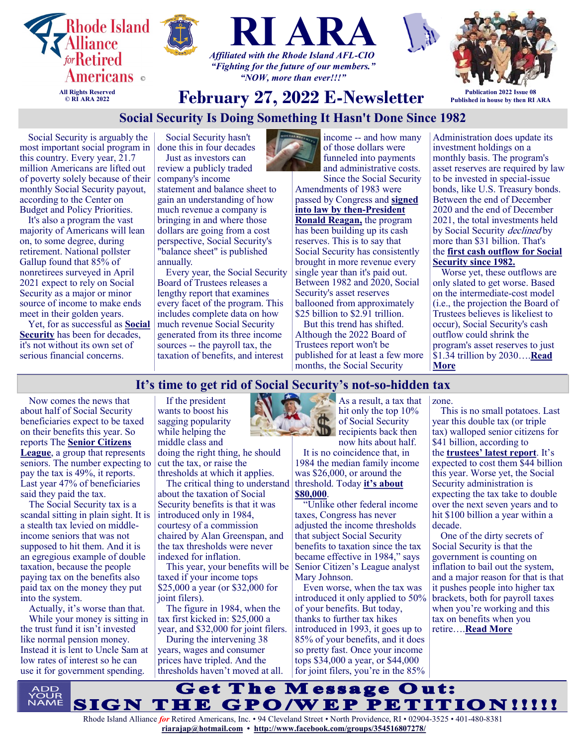# RI ARA

Rhode Island Alliance *for* Retired Americans ©

All Rights Reserved
© RI ARA 2022

*Affiliated with the Rhode Island AFL-CIO*
*"Fighting for the future of our members."*
*"NOW, more than ever!!!"*

## February 27, 2022 E-Newsletter

Publication 2022 Issue 08
Published in house by then RI ARA

## Social Security Is Doing Something It Hasn't Done Since 1982

Social Security is arguably the most important social program in this country. Every year, 21.7 million Americans are lifted out of poverty solely because of their monthly Social Security payout, according to the Center on Budget and Policy Priorities.

It's also a program the vast majority of Americans will lean on, to some degree, during retirement. National pollster Gallup found that 85% of nonretirees surveyed in April 2021 expect to rely on Social Security as a major or minor source of income to make ends meet in their golden years.

Yet, for as successful as **Social Security** has been for decades, it's not without its own set of serious financial concerns.

Social Security hasn't done this in four decades

Just as investors can review a publicly traded company's income statement and balance sheet to gain an understanding of how much revenue a company is bringing in and where those dollars are going from a cost perspective, Social Security's "balance sheet" is published annually.

Every year, the Social Security Board of Trustees releases a lengthy report that examines every facet of the program. This includes complete data on how much revenue Social Security generated from its three income sources -- the payroll tax, the taxation of benefits, and interest income -- and how many of those dollars were funneled into payments and administrative costs.

Since the Social Security Amendments of 1983 were passed by Congress and **signed into law by then-President Ronald Reagan,** the program has been building up its cash reserves. This is to say that Social Security has consistently brought in more revenue every single year than it's paid out. Between 1982 and 2020, Social Security's asset reserves ballooned from approximately $25 billion to $2.91 trillion.

But this trend has shifted. Although the 2022 Board of Trustees report won't be published for at least a few more months, the Social Security Administration does update its investment holdings on a monthly basis. The program's asset reserves are required by law to be invested in special-issue bonds, like U.S. Treasury bonds. Between the end of December 2020 and the end of December 2021, the total investments held by Social Security *declined* by more than $31 billion. That's the **first cash outflow for Social Security since 1982.**

Worse yet, these outflows are only slated to get worse. Based on the intermediate-cost model (i.e., the projection the Board of Trustees believes is likeliest to occur), Social Security's cash outflow could shrink the program's asset reserves to just $1.34 trillion by 2030….**Read More**

## It's time to get rid of Social Security's not-so-hidden tax

Now comes the news that about half of Social Security beneficiaries expect to be taxed on their benefits this year. So reports The **Senior Citizens League**, a group that represents seniors. The number expecting to pay the tax is 49%, it reports. Last year 47% of beneficiaries said they paid the tax.

The Social Security tax is a scandal sitting in plain sight. It is a stealth tax levied on middle-income seniors that was not supposed to hit them. And it is an egregious example of double taxation, because the people paying tax on the benefits also paid tax on the money they put into the system.

Actually, it's worse than that.

While your money is sitting in the trust fund it isn't invested like normal pension money. Instead it is lent to Uncle Sam at low rates of interest so he can use it for government spending.

If the president wants to boost his sagging popularity while helping the middle class and doing the right thing, he should cut the tax, or raise the thresholds at which it applies.

The critical thing to understand about the taxation of Social Security benefits is that it was introduced only in 1984, courtesy of a commission chaired by Alan Greenspan, and the tax thresholds were never indexed for inflation.

This year, your benefits will be taxed if your income tops $25,000 a year (or $32,000 for joint filers).

The figure in 1984, when the tax first kicked in: $25,000 a year, and $32,000 for joint filers.

During the intervening 38 years, wages and consumer prices have tripled. And the thresholds haven't moved at all. As a result, a tax that hit only the top 10% of Social Security recipients back then now hits about half.

It is no coincidence that, in 1984 the median family income was $26,000, or around the threshold. Today **it's about $80,000**.

"Unlike other federal income taxes, Congress has never adjusted the income thresholds that subject Social Security benefits to taxation since the tax became effective in 1984," says Senior Citizen's League analyst Mary Johnson.

Even worse, when the tax was introduced it only applied to 50% of your benefits. But today, thanks to further tax hikes introduced in 1993, it goes up to 85% of your benefits, and it does so pretty fast. Once your income tops $34,000 a year, or $44,000 for joint filers, you're in the 85% zone.

This is no small potatoes. Last year this double tax (or triple tax) walloped senior citizens for $41 billion, according to the **trustees' latest report**. It's expected to cost them $44 billion this year. Worse yet, the Social Security administration is expecting the tax take to double over the next seven years and to hit $100 billion a year within a decade.

One of the dirty secrets of Social Security is that the government is counting on inflation to bail out the system, and a major reason for that is that it pushes people into higher tax brackets, both for payroll taxes when you're working and this tax on benefits when you retire….**Read More**

ADD YOUR NAME

**Get The Message Out: SIGN THE GPO/WEP PETITION!!!!!**

Rhode Island Alliance *for* Retired Americans, Inc. • 94 Cleveland Street • North Providence, RI • 02904-3525 • 401-480-8381
**riarajap@hotmail.com • http://www.facebook.com/groups/354516807278/**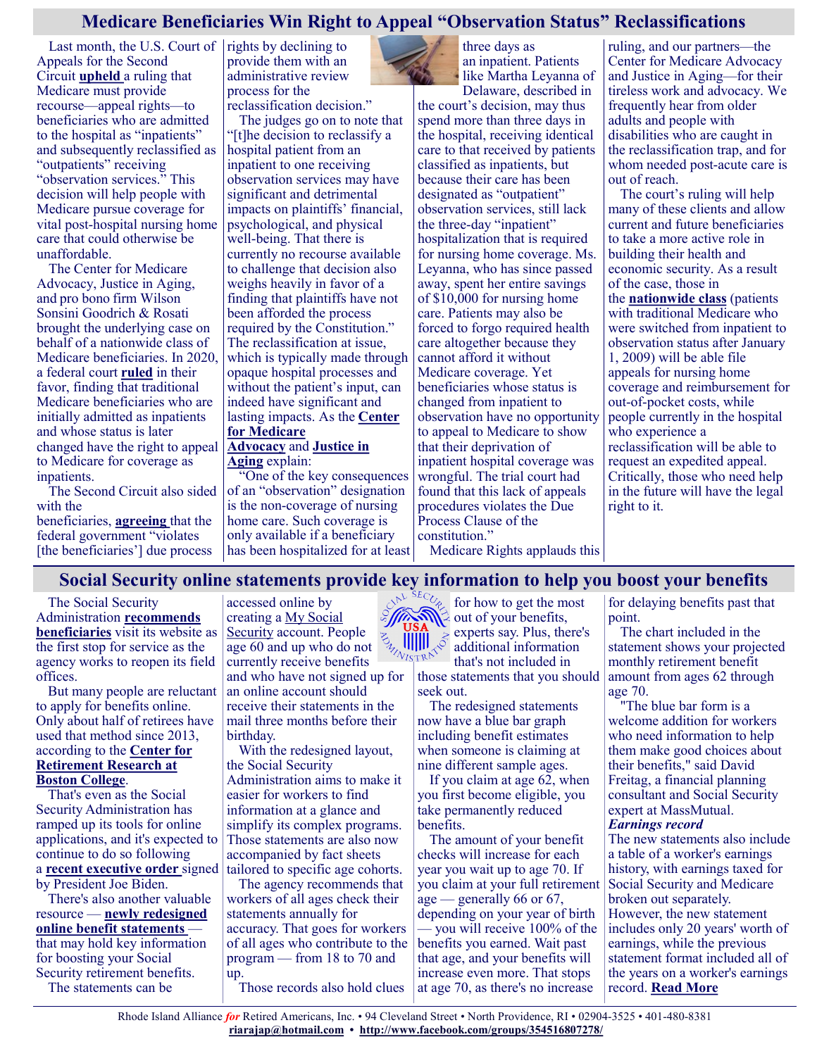## Medicare Beneficiaries Win Right to Appeal "Observation Status" Reclassifications

Last month, the U.S. Court of Appeals for the Second Circuit **upheld** a ruling that Medicare must provide recourse—appeal rights—to beneficiaries who are admitted to the hospital as "inpatients" and subsequently reclassified as "outpatients" receiving "observation services." This decision will help people with Medicare pursue coverage for vital post-hospital nursing home care that could otherwise be unaffordable.

The Center for Medicare Advocacy, Justice in Aging, and pro bono firm Wilson Sonsini Goodrich & Rosati brought the underlying case on behalf of a nationwide class of Medicare beneficiaries. In 2020, a federal court **ruled** in their favor, finding that traditional Medicare beneficiaries who are initially admitted as inpatients and whose status is later changed have the right to appeal to Medicare for coverage as inpatients.

The Second Circuit also sided with the beneficiaries, **agreeing** that the federal government "violates [the beneficiaries'] due process rights by declining to provide them with an administrative review process for the reclassification decision."

The judges go on to note that "[t]he decision to reclassify a hospital patient from an inpatient to one receiving observation services may have significant and detrimental impacts on plaintiffs' financial, psychological, and physical well-being. That there is currently no recourse available to challenge that decision also weighs heavily in favor of a finding that plaintiffs have not been afforded the process required by the Constitution." The reclassification at issue, which is typically made through opaque hospital processes and without the patient's input, can indeed have significant and lasting impacts. As the **Center for Medicare Advocacy** and **Justice in Aging** explain:

"One of the key consequences of an "observation" designation is the non-coverage of nursing home care. Such coverage is only available if a beneficiary has been hospitalized for at least three days as an inpatient. Patients like Martha Leyanna of Delaware, described in the court's decision, may thus spend more than three days in the hospital, receiving identical care to that received by patients classified as inpatients, but because their care has been designated as "outpatient" observation services, still lack the three-day "inpatient" hospitalization that is required for nursing home coverage. Ms. Leyanna, who has since passed away, spent her entire savings of $10,000 for nursing home care. Patients may also be forced to forgo required health care altogether because they cannot afford it without Medicare coverage. Yet beneficiaries whose status is changed from inpatient to observation have no opportunity to appeal to Medicare to show that their deprivation of inpatient hospital coverage was wrongful. The trial court had found that this lack of appeals procedures violates the Due Process Clause of the constitution."

Medicare Rights applauds this ruling, and our partners—the Center for Medicare Advocacy and Justice in Aging—for their tireless work and advocacy. We frequently hear from older adults and people with disabilities who are caught in the reclassification trap, and for whom needed post-acute care is out of reach.

The court's ruling will help many of these clients and allow current and future beneficiaries to take a more active role in building their health and economic security. As a result of the case, those in the **nationwide class** (patients with traditional Medicare who were switched from inpatient to observation status after January 1, 2009) will be able file appeals for nursing home coverage and reimbursement for out-of-pocket costs, while people currently in the hospital who experience a reclassification will be able to request an expedited appeal. Critically, those who need help in the future will have the legal right to it.

## Social Security online statements provide key information to help you boost your benefits

The Social Security Administration **recommends beneficiaries** visit its website as the first stop for service as the agency works to reopen its field offices.

But many people are reluctant to apply for benefits online. Only about half of retirees have used that method since 2013, according to the **Center for Retirement Research at Boston College**.

That's even as the Social Security Administration has ramped up its tools for online applications, and it's expected to continue to do so following a **recent executive order** signed by President Joe Biden.

There's also another valuable resource — **newly redesigned online benefit statements** — that may hold key information for boosting your Social Security retirement benefits.

The statements can be accessed online by creating a My Social Security account. People age 60 and up who do not currently receive benefits and who have not signed up for an online account should receive their statements in the mail three months before their birthday.

With the redesigned layout, the Social Security Administration aims to make it easier for workers to find information at a glance and simplify its complex programs. Those statements are also now accompanied by fact sheets tailored to specific age cohorts.

The agency recommends that workers of all ages check their statements annually for accuracy. That goes for workers of all ages who contribute to the program — from 18 to 70 and up.

Those records also hold clues for how to get the most out of your benefits, experts say. Plus, there's additional information that's not included in those statements that you should seek out.

The redesigned statements now have a blue bar graph including benefit estimates when someone is claiming at nine different sample ages.

If you claim at age 62, when you first become eligible, you take permanently reduced benefits.

The amount of your benefit checks will increase for each year you wait up to age 70. If you claim at your full retirement age — generally 66 or 67, depending on your year of birth — you will receive 100% of the benefits you earned. Wait past that age, and your benefits will increase even more. That stops at age 70, as there's no increase for delaying benefits past that point.

The chart included in the statement shows your projected monthly retirement benefit amount from ages 62 through age 70.

"The blue bar form is a welcome addition for workers who need information to help them make good choices about their benefits," said David Freitag, a financial planning consultant and Social Security expert at MassMutual.

***Earnings record***

The new statements also include a table of a worker's earnings history, with earnings taxed for Social Security and Medicare broken out separately. However, the new statement includes only 20 years' worth of earnings, while the previous statement format included all of the years on a worker's earnings record. **Read More**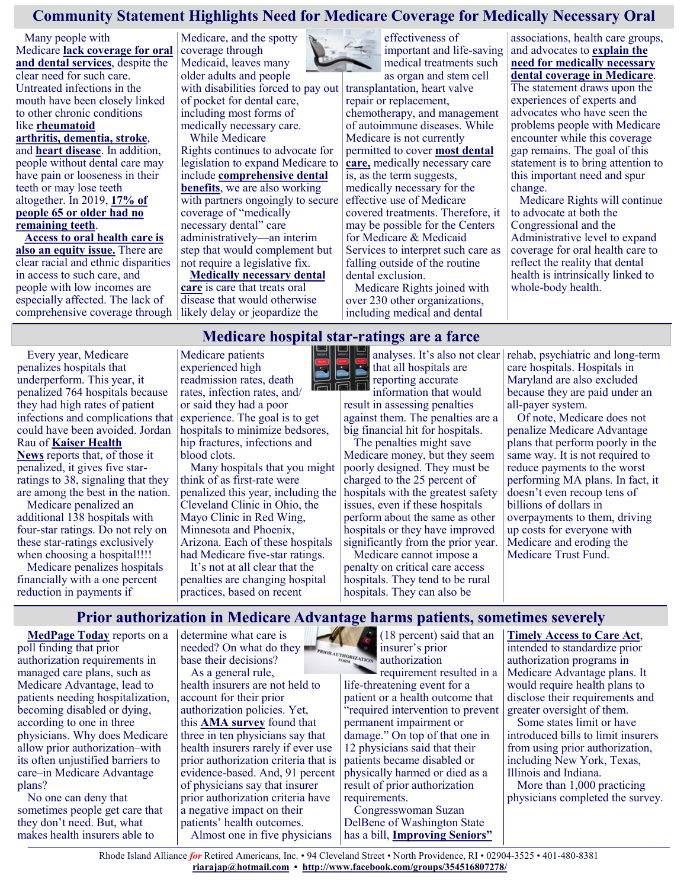## Community Statement Highlights Need for Medicare Coverage for Medically Necessary Oral

Many people with Medicare **lack coverage for oral and dental services**, despite the clear need for such care. Untreated infections in the mouth have been closely linked to other chronic conditions like **rheumatoid arthritis, dementia, stroke**, and **heart disease**. In addition, people without dental care may have pain or looseness in their teeth or may lose teeth altogether. In 2019, **17% of people 65 or older had no remaining teeth**.

**Access to oral health care is also an equity issue.** There are clear racial and ethnic disparities in access to such care, and people with low incomes are especially affected. The lack of comprehensive coverage through Medicare, and the spotty coverage through Medicaid, leaves many older adults and people with disabilities forced to pay out of pocket for dental care, including most forms of medically necessary care.

While Medicare Rights continues to advocate for legislation to expand Medicare to include **comprehensive dental benefits**, we are also working with partners ongoingly to secure coverage of "medically necessary dental" care administratively—an interim step that would complement but not require a legislative fix.

**Medically necessary dental care** is care that treats oral disease that would otherwise likely delay or jeopardize the effectiveness of important and life-saving medical treatments such as organ and stem cell transplantation, heart valve repair or replacement, chemotherapy, and management of autoimmune diseases. While Medicare is not currently permitted to cover **most dental care,** medically necessary care is, as the term suggests, medically necessary for the effective use of Medicare covered treatments. Therefore, it may be possible for the Centers for Medicare & Medicaid Services to interpret such care as falling outside of the routine dental exclusion.

Medicare Rights joined with over 230 other organizations, including medical and dental associations, health care groups, and advocates to **explain the need for medically necessary dental coverage in Medicare**. The statement draws upon the experiences of experts and advocates who have seen the problems people with Medicare encounter while this coverage gap remains. The goal of this statement is to bring attention to this important need and spur change.

Medicare Rights will continue to advocate at both the Congressional and the Administrative level to expand coverage for oral health care to reflect the reality that dental health is intrinsically linked to whole-body health.

## Medicare hospital star-ratings are a farce

Every year, Medicare penalizes hospitals that underperform. This year, it penalized 764 hospitals because they had high rates of patient infections and complications that could have been avoided. Jordan Rau of **Kaiser Health News** reports that, of those it penalized, it gives five star-ratings to 38, signaling that they are among the best in the nation.

Medicare penalized an additional 138 hospitals with four-star ratings. Do not rely on these star-ratings exclusively when choosing a hospital!!!!

Medicare penalizes hospitals financially with a one percent reduction in payments if Medicare patients experienced high readmission rates, death rates, infection rates, and/or said they had a poor experience. The goal is to get hospitals to minimize bedsores, hip fractures, infections and blood clots.

Many hospitals that you might think of as first-rate were penalized this year, including the Cleveland Clinic in Ohio, the Mayo Clinic in Red Wing, Minnesota and Phoenix, Arizona. Each of these hospitals had Medicare five-star ratings.

It's not at all clear that the penalties are changing hospital practices, based on recent analyses. It's also not clear that all hospitals are reporting accurate information that would result in assessing penalties against them. The penalties are a big financial hit for hospitals.

The penalties might save Medicare money, but they seem poorly designed. They must be charged to the 25 percent of hospitals with the greatest safety issues, even if these hospitals perform about the same as other hospitals or they have improved significantly from the prior year.

Medicare cannot impose a penalty on critical care access hospitals. They tend to be rural hospitals. They can also be rehab, psychiatric and long-term care hospitals. Hospitals in Maryland are also excluded because they are paid under an all-payer system.

Of note, Medicare does not penalize Medicare Advantage plans that perform poorly in the same way. It is not required to reduce payments to the worst performing MA plans. In fact, it doesn't even recoup tens of billions of dollars in overpayments to them, driving up costs for everyone with Medicare and eroding the Medicare Trust Fund.

## Prior authorization in Medicare Advantage harms patients, sometimes severely

**MedPage Today** reports on a poll finding that prior authorization requirements in managed care plans, such as Medicare Advantage, lead to patients needing hospitalization, becoming disabled or dying, according to one in three physicians. Why does Medicare allow prior authorization–with its often unjustified barriers to care–in Medicare Advantage plans?

No one can deny that sometimes people get care that they don't need. But, what makes health insurers able to determine what care is needed? On what do they base their decisions?

As a general rule, health insurers are not held to account for their prior authorization policies. Yet, this **AMA survey** found that three in ten physicians say that health insurers rarely if ever use prior authorization criteria that is evidence-based. And, 91 percent of physicians say that insurer prior authorization criteria have a negative impact on their patients' health outcomes.

Almost one in five physicians (18 percent) said that an insurer's prior authorization requirement resulted in a life-threatening event for a patient or a health outcome that "required intervention to prevent permanent impairment or damage." On top of that one in 12 physicians said that their patients became disabled or physically harmed or died as a result of prior authorization requirements.

Congresswoman Suzan DelBene of Washington State has a bill, **Improving Seniors" Timely Access to Care Act**, intended to standardize prior authorization programs in Medicare Advantage plans. It would require health plans to disclose their requirements and greater oversight of them.

Some states limit or have introduced bills to limit insurers from using prior authorization, including New York, Texas, Illinois and Indiana.

More than 1,000 practicing physicians completed the survey.

Rhode Island Alliance *for* Retired Americans, Inc. • 94 Cleveland Street • North Providence, RI • 02904-3525 • 401-480-8381
**riarajap@hotmail.com** • **http://www.facebook.com/groups/354516807278/**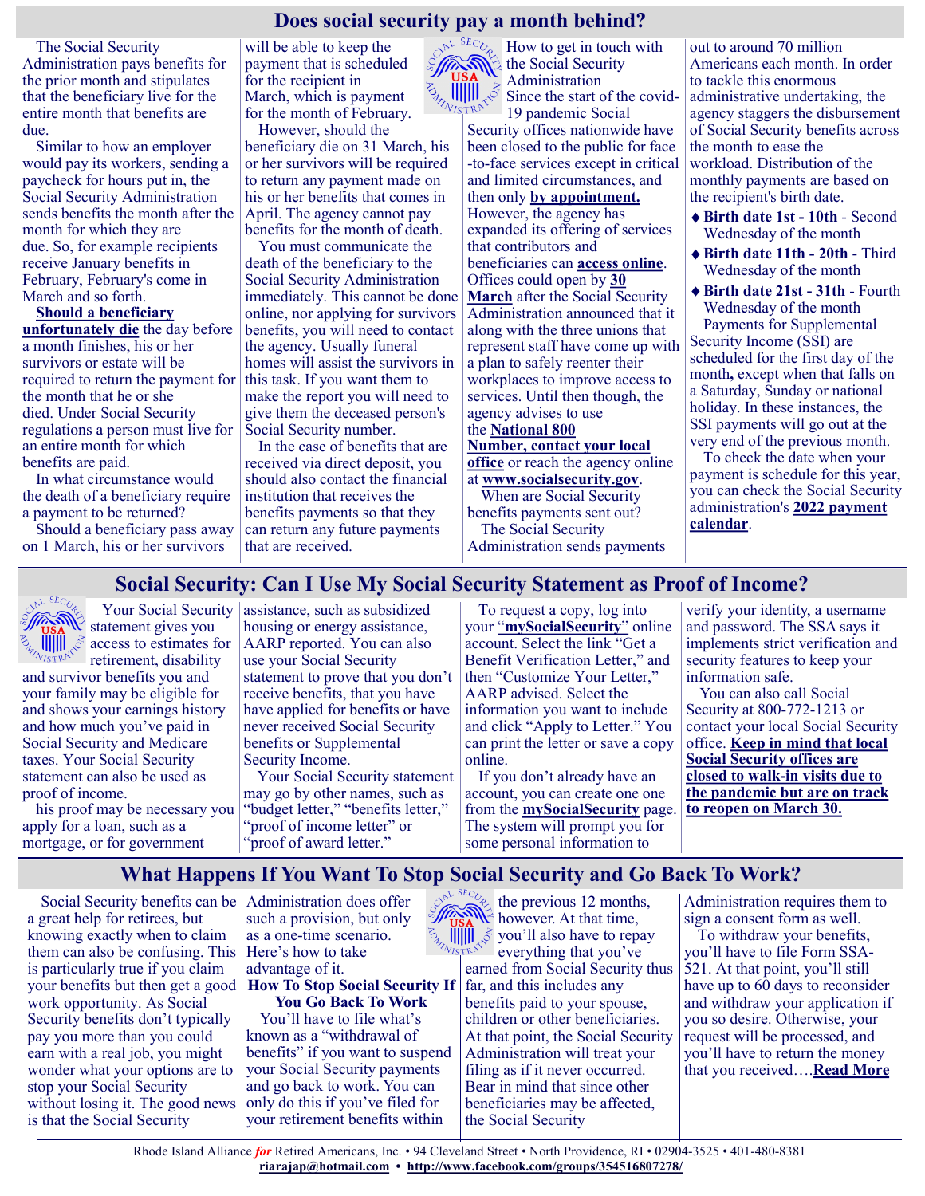## Does social security pay a month behind?

The Social Security Administration pays benefits for the prior month and stipulates that the beneficiary live for the entire month that benefits are due.

Similar to how an employer would pay its workers, sending a paycheck for hours put in, the Social Security Administration sends benefits the month after the month for which they are due. So, for example recipients receive January benefits in February, February's come in March and so forth.

**Should a beneficiary unfortunately die** the day before a month finishes, his or her survivors or estate will be required to return the payment for the month that he or she died. Under Social Security regulations a person must live for an entire month for which benefits are paid.

In what circumstance would the death of a beneficiary require a payment to be returned?

Should a beneficiary pass away on 1 March, his or her survivors will be able to keep the payment that is scheduled for the recipient in March, which is payment for the month of February.

However, should the beneficiary die on 31 March, his or her survivors will be required to return any payment made on his or her benefits that comes in April. The agency cannot pay benefits for the month of death.

You must communicate the death of the beneficiary to the Social Security Administration immediately. This cannot be done online, nor applying for survivors benefits, you will need to contact the agency. Usually funeral homes will assist the survivors in this task. If you want them to make the report you will need to give them the deceased person's Social Security number.

In the case of benefits that are received via direct deposit, you should also contact the financial institution that receives the benefits payments so that they can return any future payments that are received.

How to get in touch with the Social Security Administration

Since the start of the covid-19 pandemic Social Security offices nationwide have been closed to the public for face-to-face services except in critical and limited circumstances, and then only **by appointment.** However, the agency has expanded its offering of services that contributors and beneficiaries can **access online**. Offices could open by **30 March** after the Social Security Administration announced that it along with the three unions that represent staff have come up with a plan to safely reenter their workplaces to improve access to services. Until then though, the agency advises to use the **National 800 Number, contact your local office** or reach the agency online at **www.socialsecurity.gov**.

When are Social Security benefits payments sent out?

The Social Security Administration sends payments out to around 70 million Americans each month. In order to tackle this enormous administrative undertaking, the agency staggers the disbursement of Social Security benefits across the month to ease the workload. Distribution of the monthly payments are based on the recipient's birth date.

- **Birth date 1st - 10th** - Second Wednesday of the month
- **Birth date 11th - 20th** - Third Wednesday of the month
- **Birth date 21st - 31th** - Fourth Wednesday of the month

Payments for Supplemental Security Income (SSI) are scheduled for the first day of the month**,** except when that falls on a Saturday, Sunday or national holiday. In these instances, the SSI payments will go out at the very end of the previous month.

To check the date when your payment is schedule for this year, you can check the Social Security administration's **2022 payment calendar**.

## Social Security: Can I Use My Social Security Statement as Proof of Income?

Your Social Security statement gives you access to estimates for retirement, disability and survivor benefits you and your family may be eligible for and shows your earnings history and how much you've paid in Social Security and Medicare taxes. Your Social Security statement can also be used as proof of income.

his proof may be necessary you apply for a loan, such as a mortgage, or for government assistance, such as subsidized housing or energy assistance, AARP reported. You can also use your Social Security statement to prove that you don't receive benefits, that you have have applied for benefits or have never received Social Security benefits or Supplemental Security Income.

Your Social Security statement may go by other names, such as "budget letter," "benefits letter," "proof of income letter" or "proof of award letter."

To request a copy, log into your **"mySocialSecurity"** online account. Select the link "Get a Benefit Verification Letter," and then "Customize Your Letter," AARP advised. Select the information you want to include and click "Apply to Letter." You can print the letter or save a copy online.

If you don't already have an account, you can create one one from the **mySocialSecurity** page. The system will prompt you for some personal information to verify your identity, a username and password. The SSA says it implements strict verification and security features to keep your information safe.

You can also call Social Security at 800-772-1213 or contact your local Social Security office. **Keep in mind that local Social Security offices are closed to walk-in visits due to the pandemic but are on track to reopen on March 30.**

## What Happens If You Want To Stop Social Security and Go Back To Work?

Social Security benefits can be a great help for retirees, but knowing exactly when to claim them can also be confusing. This is particularly true if you claim your benefits but then get a good work opportunity. As Social Security benefits don't typically pay you more than you could earn with a real job, you might wonder what your options are to stop your Social Security without losing it. The good news is that the Social Security Administration does offer such a provision, but only as a one-time scenario. Here's how to take advantage of it.

**How To Stop Social Security If You Go Back To Work**

You'll have to file what's known as a "withdrawal of benefits" if you want to suspend your Social Security payments and go back to work. You can only do this if you've filed for your retirement benefits within the previous 12 months, however. At that time, you'll also have to repay everything that you've earned from Social Security thus far, and this includes any benefits paid to your spouse, children or other beneficiaries. At that point, the Social Security Administration will treat your filing as if it never occurred. Bear in mind that since other beneficiaries may be affected, the Social Security Administration requires them to sign a consent form as well.

To withdraw your benefits, you'll have to file Form SSA-521. At that point, you'll still have up to 60 days to reconsider and withdraw your application if you so desire. Otherwise, your request will be processed, and you'll have to return the money that you received….**Read More**

Rhode Island Alliance *for* Retired Americans, Inc. • 94 Cleveland Street • North Providence, RI • 02904-3525 • 401-480-8381
**riarajap@hotmail.com** • **http://www.facebook.com/groups/354516807278/**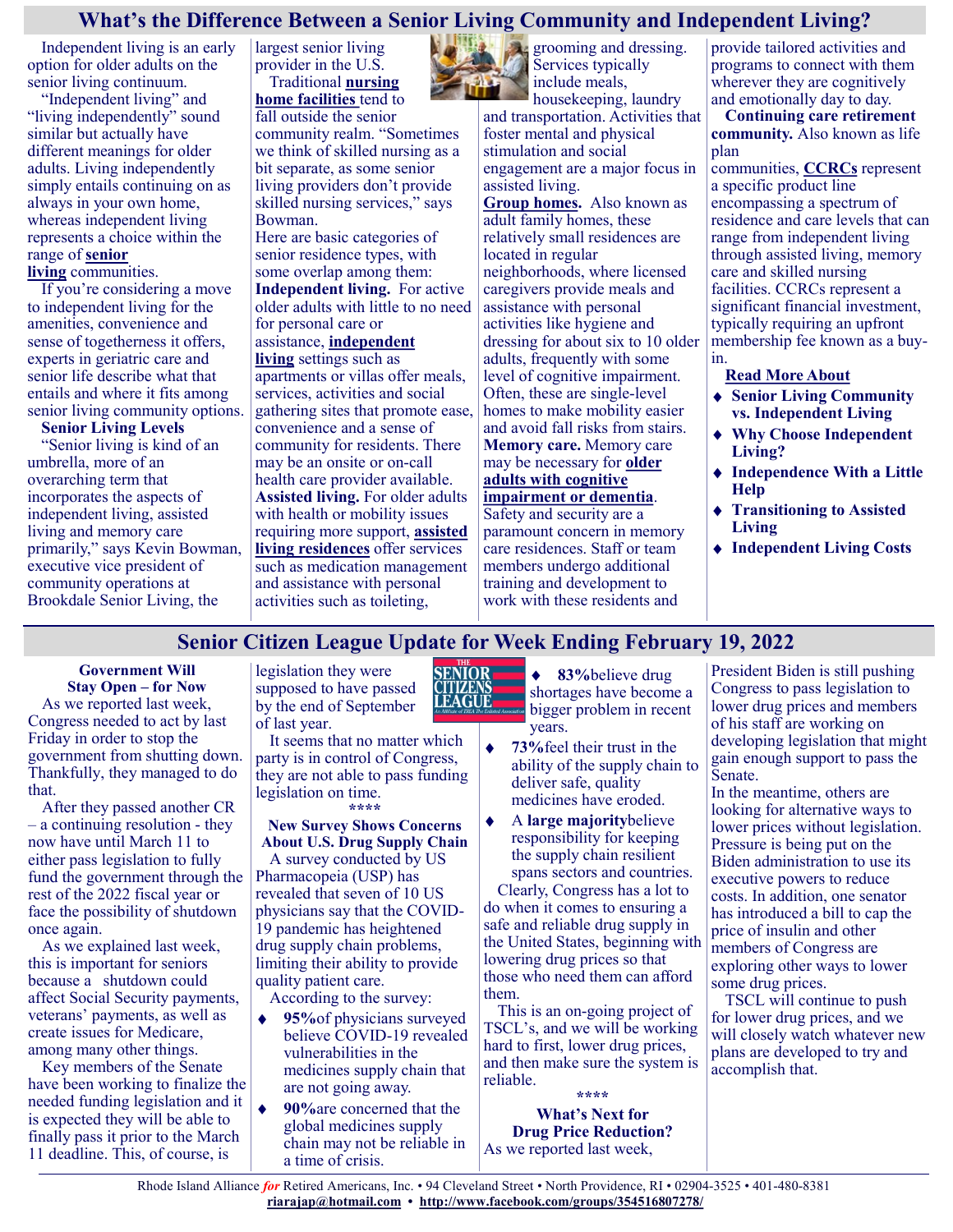## What's the Difference Between a Senior Living Community and Independent Living?

Independent living is an early option for older adults on the senior living continuum.

"Independent living" and "living independently" sound similar but actually have different meanings for older adults. Living independently simply entails continuing on as always in your own home, whereas independent living represents a choice within the range of **senior living** communities.

If you're considering a move to independent living for the amenities, convenience and sense of togetherness it offers, experts in geriatric care and senior life describe what that entails and where it fits among senior living community options.

**Senior Living Levels**

"Senior living is kind of an umbrella, more of an overarching term that incorporates the aspects of independent living, assisted living and memory care primarily," says Kevin Bowman, executive vice president of community operations at Brookdale Senior Living, the largest senior living provider in the U.S.

Traditional **nursing home facilities** tend to fall outside the senior community realm. "Sometimes we think of skilled nursing as a bit separate, as some senior living providers don't provide skilled nursing services," says Bowman.

Here are basic categories of senior residence types, with some overlap among them:

**Independent living.** For active older adults with little to no need for personal care or assistance, **independent living** settings such as apartments or villas offer meals, services, activities and social gathering sites that promote ease, convenience and a sense of community for residents. There may be an onsite or on-call health care provider available.

**Assisted living.** For older adults with health or mobility issues requiring more support, **assisted living residences** offer services such as medication management and assistance with personal activities such as toileting, grooming and dressing. Services typically include meals, housekeeping, laundry and transportation. Activities that foster mental and physical stimulation and social engagement are a major focus in assisted living.

**Group homes.** Also known as adult family homes, these relatively small residences are located in regular neighborhoods, where licensed caregivers provide meals and assistance with personal activities like hygiene and dressing for about six to 10 older adults, frequently with some level of cognitive impairment. Often, these are single-level homes to make mobility easier and avoid fall risks from stairs.

**Memory care.** Memory care may be necessary for **older adults with cognitive impairment or dementia**. Safety and security are a paramount concern in memory care residences. Staff or team members undergo additional training and development to work with these residents and provide tailored activities and programs to connect with them wherever they are cognitively and emotionally day to day.

**Continuing care retirement community.** Also known as life plan communities, **CCRCs** represent a specific product line encompassing a spectrum of residence and care levels that can range from independent living through assisted living, memory care and skilled nursing facilities. CCRCs represent a significant financial investment, typically requiring an upfront membership fee known as a buy-in.

**Read More About**

- **Senior Living Community vs. Independent Living**
- **Why Choose Independent Living?**
- **Independence With a Little Help**
- **Transitioning to Assisted Living**
- **Independent Living Costs**

## Senior Citizen League Update for Week Ending February 19, 2022

**Government Will Stay Open – for Now**

As we reported last week, Congress needed to act by last Friday in order to stop the government from shutting down. Thankfully, they managed to do that.

After they passed another CR – a continuing resolution - they now have until March 11 to either pass legislation to fully fund the government through the rest of the 2022 fiscal year or face the possibility of shutdown once again.

As we explained last week, this is important for seniors because a shutdown could affect Social Security payments, veterans' payments, as well as create issues for Medicare, among many other things.

Key members of the Senate have been working to finalize the needed funding legislation and it is expected they will be able to finally pass it prior to the March 11 deadline. This, of course, is legislation they were supposed to have passed by the end of September of last year.

It seems that no matter which party is in control of Congress, they are not able to pass funding legislation on time.

\*\*\*\*

**New Survey Shows Concerns About U.S. Drug Supply Chain**

A survey conducted by US Pharmacopeia (USP) has revealed that seven of 10 US physicians say that the COVID-19 pandemic has heightened drug supply chain problems, limiting their ability to provide quality patient care.

According to the survey:

- **95%** of physicians surveyed believe COVID-19 revealed vulnerabilities in the medicines supply chain that are not going away.
- **90%** are concerned that the global medicines supply chain may not be reliable in a time of crisis.
- **83%** believe drug shortages have become a bigger problem in recent years.
- **73%** feel their trust in the ability of the supply chain to deliver safe, quality medicines have eroded.
- A **large majority** believe responsibility for keeping the supply chain resilient spans sectors and countries.

Clearly, Congress has a lot to do when it comes to ensuring a safe and reliable drug supply in the United States, beginning with lowering drug prices so that those who need them can afford them.

This is an on-going project of TSCL's, and we will be working hard to first, lower drug prices, and then make sure the system is reliable.

\*\*\*\*

**What's Next for Drug Price Reduction?**

As we reported last week, President Biden is still pushing Congress to pass legislation to lower drug prices and members of his staff are working on developing legislation that might gain enough support to pass the Senate.

In the meantime, others are looking for alternative ways to lower prices without legislation. Pressure is being put on the Biden administration to use its executive powers to reduce costs. In addition, one senator has introduced a bill to cap the price of insulin and other members of Congress are exploring other ways to lower some drug prices.

TSCL will continue to push for lower drug prices, and we will closely watch whatever new plans are developed to try and accomplish that.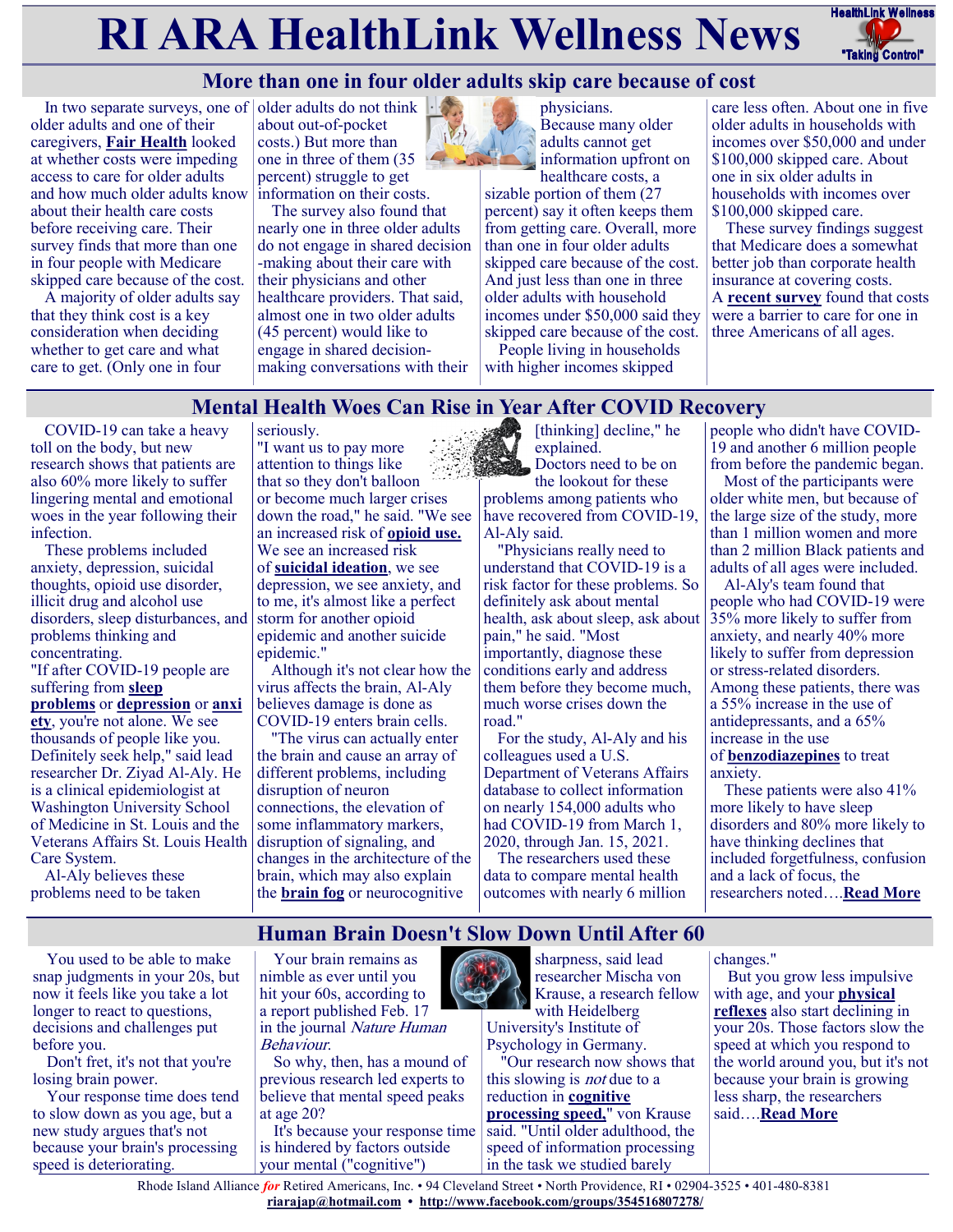# RI ARA HealthLink Wellness News

## More than one in four older adults skip care because of cost

In two separate surveys, one of older adults and one of their caregivers, **Fair Health** looked at whether costs were impeding access to care for older adults and how much older adults know about their health care costs before receiving care. Their survey finds that more than one in four people with Medicare skipped care because of the cost.

A majority of older adults say that they think cost is a key consideration when deciding whether to get care and what care to get. (Only one in four older adults do not think about out-of-pocket costs.) But more than one in three of them (35 percent) struggle to get information on their costs.

The survey also found that nearly one in three older adults do not engage in shared decision-making about their care with their physicians and other healthcare providers. That said, almost one in two older adults (45 percent) would like to engage in shared decision-making conversations with their physicians.

Because many older adults cannot get information upfront on healthcare costs, a sizable portion of them (27 percent) say it often keeps them from getting care. Overall, more than one in four older adults skipped care because of the cost. And just less than one in three older adults with household incomes under $50,000 said they skipped care because of the cost.

People living in households with higher incomes skipped care less often. About one in five older adults in households with incomes over $50,000 and under $100,000 skipped care. About one in six older adults in households with incomes over $100,000 skipped care.

These survey findings suggest that Medicare does a somewhat better job than corporate health insurance at covering costs. A **recent survey** found that costs were a barrier to care for one in three Americans of all ages.

## Mental Health Woes Can Rise in Year After COVID Recovery

COVID-19 can take a heavy toll on the body, but new research shows that patients are also 60% more likely to suffer lingering mental and emotional woes in the year following their infection.

These problems included anxiety, depression, suicidal thoughts, opioid use disorder, illicit drug and alcohol use disorders, sleep disturbances, and problems thinking and concentrating.

"If after COVID-19 people are suffering from **sleep problems** or **depression** or **anxiety**, you're not alone. We see thousands of people like you. Definitely seek help," said lead researcher Dr. Ziyad Al-Aly. He is a clinical epidemiologist at Washington University School of Medicine in St. Louis and the Veterans Affairs St. Louis Health Care System.

Al-Aly believes these problems need to be taken seriously.

"I want us to pay more attention to things like that so they don't balloon or become much larger crises down the road," he said. "We see an increased risk of **opioid use.** We see an increased risk of **suicidal ideation**, we see depression, we see anxiety, and to me, it's almost like a perfect storm for another opioid epidemic and another suicide epidemic."

Although it's not clear how the virus affects the brain, Al-Aly believes damage is done as COVID-19 enters brain cells.

"The virus can actually enter the brain and cause an array of different problems, including disruption of neuron connections, the elevation of some inflammatory markers, disruption of signaling, and changes in the architecture of the brain, which may also explain the **brain fog** or neurocognitive [thinking] decline," he explained.

Doctors need to be on the lookout for these problems among patients who have recovered from COVID-19, Al-Aly said.

"Physicians really need to understand that COVID-19 is a risk factor for these problems. So definitely ask about mental health, ask about sleep, ask about pain," he said. "Most importantly, diagnose these conditions early and address them before they become much, much worse crises down the road."

For the study, Al-Aly and his colleagues used a U.S. Department of Veterans Affairs database to collect information on nearly 154,000 adults who had COVID-19 from March 1, 2020, through Jan. 15, 2021.

The researchers used these data to compare mental health outcomes with nearly 6 million people who didn't have COVID-19 and another 6 million people from before the pandemic began.

Most of the participants were older white men, but because of the large size of the study, more than 1 million women and more than 2 million Black patients and adults of all ages were included.

Al-Aly's team found that people who had COVID-19 were 35% more likely to suffer from anxiety, and nearly 40% more likely to suffer from depression or stress-related disorders. Among these patients, there was a 55% increase in the use of antidepressants, and a 65% increase in the use of **benzodiazepines** to treat anxiety.

These patients were also 41% more likely to have sleep disorders and 80% more likely to have thinking declines that included forgetfulness, confusion and a lack of focus, the researchers noted….**Read More**

## Human Brain Doesn't Slow Down Until After 60

You used to be able to make snap judgments in your 20s, but now it feels like you take a lot longer to react to questions, decisions and challenges put before you.

Don't fret, it's not that you're losing brain power.

Your response time does tend to slow down as you age, but a new study argues that's not because your brain's processing speed is deteriorating.

Your brain remains as nimble as ever until you hit your 60s, according to a report published Feb. 17 in the journal *Nature Human Behaviour*.

So why, then, has a mound of previous research led experts to believe that mental speed peaks at age 20?

It's because your response time is hindered by factors outside your mental ("cognitive") sharpness, said lead researcher Mischa von Krause, a research fellow with Heidelberg University's Institute of Psychology in Germany.

"Our research now shows that this slowing is *not* due to a reduction in **cognitive processing speed,**" von Krause said. "Until older adulthood, the speed of information processing in the task we studied barely changes."

But you grow less impulsive with age, and your **physical reflexes** also start declining in your 20s. Those factors slow the speed at which you respond to the world around you, but it's not because your brain is growing less sharp, the researchers said….**Read More**

Rhode Island Alliance *for* Retired Americans, Inc. • 94 Cleveland Street • North Providence, RI • 02904-3525 • 401-480-8381
**riarajap@hotmail.com** • **http://www.facebook.com/groups/354516807278/**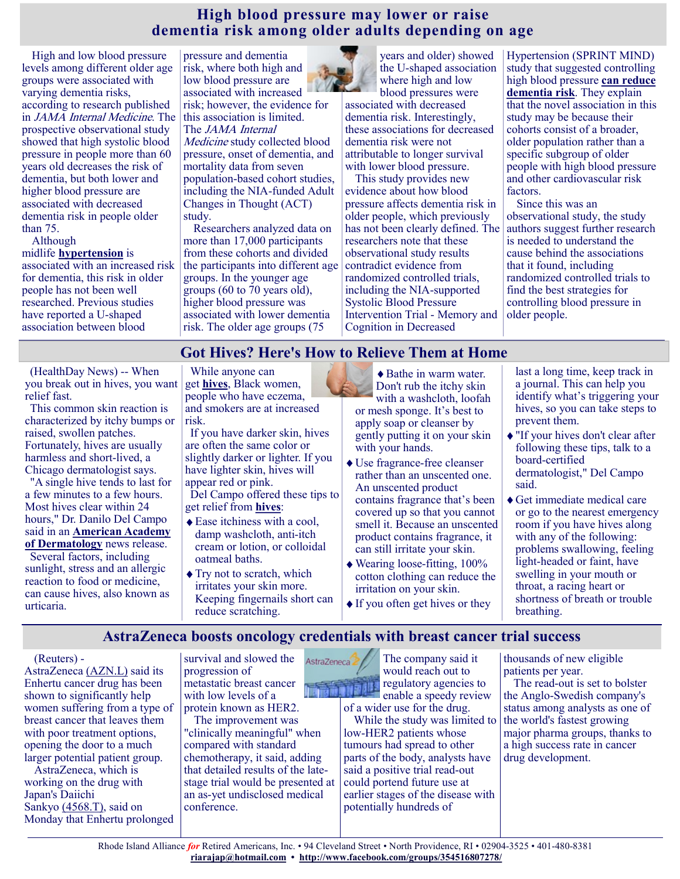# High blood pressure may lower or raise dementia risk among older adults depending on age

High and low blood pressure levels among different older age groups were associated with varying dementia risks, according to research published in *JAMA Internal Medicine*. The prospective observational study showed that high systolic blood pressure in people more than 60 years old decreases the risk of dementia, but both lower and higher blood pressure are associated with decreased dementia risk in people older than 75.

Although midlife **hypertension** is associated with an increased risk for dementia, this risk in older people has not been well researched. Previous studies have reported a U-shaped association between blood pressure and dementia risk, where both high and low blood pressure are associated with increased risk; however, the evidence for this association is limited. The *JAMA Internal Medicine* study collected blood pressure, onset of dementia, and mortality data from seven population-based cohort studies, including the NIA-funded Adult Changes in Thought (ACT) study.

Researchers analyzed data on more than 17,000 participants from these cohorts and divided the participants into different age groups. In the younger age groups (60 to 70 years old), higher blood pressure was associated with lower dementia risk. The older age groups (75 years and older) showed the U-shaped association where high and low blood pressures were associated with decreased dementia risk. Interestingly, these associations for decreased dementia risk were not attributable to longer survival with lower blood pressure.

This study provides new evidence about how blood pressure affects dementia risk in older people, which previously has not been clearly defined. The researchers note that these observational study results contradict evidence from randomized controlled trials, including the NIA-supported Systolic Blood Pressure Intervention Trial - Memory and Cognition in Decreased Hypertension (SPRINT MIND) study that suggested controlling high blood pressure **can reduce dementia risk**. They explain that the novel association in this study may be because their cohorts consist of a broader, older population rather than a specific subgroup of older people with high blood pressure and other cardiovascular risk factors.

Since this was an observational study, the study authors suggest further research is needed to understand the cause behind the associations that it found, including randomized controlled trials to find the best strategies for controlling blood pressure in older people.

# Got Hives? Here's How to Relieve Them at Home

(HealthDay News) -- When you break out in hives, you want relief fast.

This common skin reaction is characterized by itchy bumps or raised, swollen patches. Fortunately, hives are usually harmless and short-lived, a Chicago dermatologist says.

"A single hive tends to last for a few minutes to a few hours. Most hives clear within 24 hours," Dr. Danilo Del Campo said in an **American Academy of Dermatology** news release.

Several factors, including sunlight, stress and an allergic reaction to food or medicine, can cause hives, also known as urticaria.

While anyone can get **hives**, Black women, people who have eczema, and smokers are at increased risk.

If you have darker skin, hives are often the same color or slightly darker or lighter. If you have lighter skin, hives will appear red or pink.

Del Campo offered these tips to get relief from **hives**:

- Ease itchiness with a cool, damp washcloth, anti-itch cream or lotion, or colloidal oatmeal baths.
- Try not to scratch, which irritates your skin more. Keeping fingernails short can reduce scratching.
- Bathe in warm water. Don't rub the itchy skin with a washcloth, loofah or mesh sponge. It's best to apply soap or cleanser by gently putting it on your skin with your hands.
- Use fragrance-free cleanser rather than an unscented one. An unscented product contains fragrance that's been covered up so that you cannot smell it. Because an unscented product contains fragrance, it can still irritate your skin.
- Wearing loose-fitting, 100% cotton clothing can reduce the irritation on your skin.
- If you often get hives or they last a long time, keep track in a journal. This can help you identify what's triggering your hives, so you can take steps to prevent them.
- "If your hives don't clear after following these tips, talk to a board-certified dermatologist," Del Campo said.
- Get immediate medical care or go to the nearest emergency room if you have hives along with any of the following: problems swallowing, feeling light-headed or faint, have swelling in your mouth or throat, a racing heart or shortness of breath or trouble breathing.

# AstraZeneca boosts oncology credentials with breast cancer trial success

(Reuters) - AstraZeneca (AZN.L) said its Enhertu cancer drug has been shown to significantly help women suffering from a type of breast cancer that leaves them with poor treatment options, opening the door to a much larger potential patient group.

AstraZeneca, which is working on the drug with Japan's Daiichi Sankyo (4568.T), said on Monday that Enhertu prolonged survival and slowed the progression of metastatic breast cancer with low levels of a protein known as HER2.

The improvement was "clinically meaningful" when compared with standard chemotherapy, it said, adding that detailed results of the late-stage trial would be presented at an as-yet undisclosed medical conference.

The company said it would reach out to regulatory agencies to enable a speedy review of a wider use for the drug.

While the study was limited to low-HER2 patients whose tumours had spread to other parts of the body, analysts have said a positive trial read-out could portend future use at earlier stages of the disease with potentially hundreds of thousands of new eligible patients per year.

The read-out is set to bolster the Anglo-Swedish company's status among analysts as one of the world's fastest growing major pharma groups, thanks to a high success rate in cancer drug development.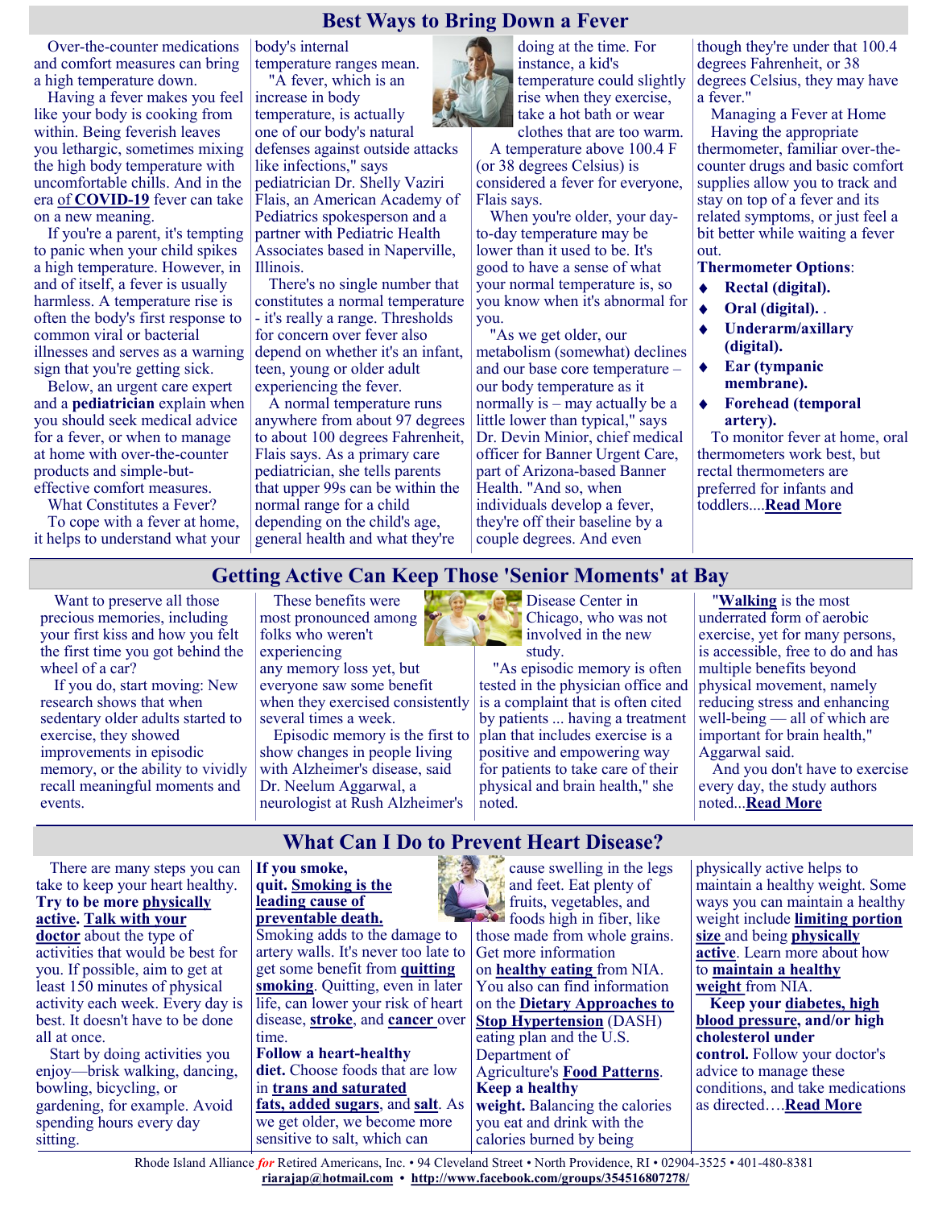# Best Ways to Bring Down a Fever

Over-the-counter medications and comfort measures can bring a high temperature down.

Having a fever makes you feel like your body is cooking from within. Being feverish leaves you lethargic, sometimes mixing the high body temperature with uncomfortable chills. And in the era **of COVID-19** fever can take on a new meaning.

If you're a parent, it's tempting to panic when your child spikes a high temperature. However, in and of itself, a fever is usually harmless. A temperature rise is often the body's first response to common viral or bacterial illnesses and serves as a warning sign that you're getting sick.

Below, an urgent care expert and a **pediatrician** explain when you should seek medical advice for a fever, or when to manage at home with over-the-counter products and simple-but-effective comfort measures.

What Constitutes a Fever?

To cope with a fever at home, it helps to understand what your body's internal temperature ranges mean.

"A fever, which is an increase in body temperature, is actually one of our body's natural defenses against outside attacks like infections," says pediatrician Dr. Shelly Vaziri Flais, an American Academy of Pediatrics spokesperson and a partner with Pediatric Health Associates based in Naperville, Illinois.

There's no single number that constitutes a normal temperature - it's really a range. Thresholds for concern over fever also depend on whether it's an infant, teen, young or older adult experiencing the fever.

A normal temperature runs anywhere from about 97 degrees to about 100 degrees Fahrenheit, Flais says. As a primary care pediatrician, she tells parents that upper 99s can be within the normal range for a child depending on the child's age, general health and what they're doing at the time. For instance, a kid's temperature could slightly rise when they exercise, take a hot bath or wear clothes that are too warm.

A temperature above 100.4 F (or 38 degrees Celsius) is considered a fever for everyone, Flais says.

When you're older, your day-to-day temperature may be lower than it used to be. It's good to have a sense of what your normal temperature is, so you know when it's abnormal for you.

"As we get older, our metabolism (somewhat) declines and our base core temperature – our body temperature as it normally is – may actually be a little lower than typical," says Dr. Devin Minior, chief medical officer for Banner Urgent Care, part of Arizona-based Banner Health. "And so, when individuals develop a fever, they're off their baseline by a couple degrees. And even though they're under that 100.4 degrees Fahrenheit, or 38 degrees Celsius, they may have a fever."

Managing a Fever at Home

Having the appropriate thermometer, familiar over-the-counter drugs and basic comfort supplies allow you to track and stay on top of a fever and its related symptoms, or just feel a bit better while waiting a fever out.

**Thermometer Options**:

- **Rectal (digital).**
- **Oral (digital).** .
- **Underarm/axillary (digital).**
- **Ear (tympanic membrane).**
- **Forehead (temporal artery).**

To monitor fever at home, oral thermometers work best, but rectal thermometers are preferred for infants and toddlers....**Read More**

# Getting Active Can Keep Those 'Senior Moments' at Bay

Want to preserve all those precious memories, including your first kiss and how you felt the first time you got behind the wheel of a car?

If you do, start moving: New research shows that when sedentary older adults started to exercise, they showed improvements in episodic memory, or the ability to vividly recall meaningful moments and events.

These benefits were most pronounced among folks who weren't experiencing any memory loss yet, but everyone saw some benefit when they exercised consistently several times a week.

Episodic memory is the first to show changes in people living with Alzheimer's disease, said Dr. Neelum Aggarwal, a neurologist at Rush Alzheimer's Disease Center in Chicago, who was not involved in the new study.

"As episodic memory is often tested in the physician office and is a complaint that is often cited by patients ... having a treatment plan that includes exercise is a positive and empowering way for patients to take care of their physical and brain health," she noted.

"**Walking** is the most underrated form of aerobic exercise, yet for many persons, is accessible, free to do and has multiple benefits beyond physical movement, namely reducing stress and enhancing well-being — all of which are important for brain health," Aggarwal said.

And you don't have to exercise every day, the study authors noted...**Read More**

# What Can I Do to Prevent Heart Disease?

There are many steps you can take to keep your heart healthy. **Try to be more physically active. Talk with your doctor** about the type of activities that would be best for you. If possible, aim to get at least 150 minutes of physical activity each week. Every day is best. It doesn't have to be done all at once.

Start by doing activities you enjoy—brisk walking, dancing, bowling, bicycling, or gardening, for example. Avoid spending hours every day sitting.

**If you smoke, quit. Smoking is the leading cause of preventable death.** Smoking adds to the damage to artery walls. It's never too late to get some benefit from **quitting smoking**. Quitting, even in later life, can lower your risk of heart disease, **stroke**, and **cancer** over time.

**Follow a heart-healthy diet.** Choose foods that are low in **trans and saturated fats, added sugars**, and **salt**. As we get older, we become more sensitive to salt, which can cause swelling in the legs and feet. Eat plenty of fruits, vegetables, and foods high in fiber, like those made from whole grains. Get more information on **healthy eating** from NIA. You also can find information on the **Dietary Approaches to Stop Hypertension** (DASH) eating plan and the U.S. Department of Agriculture's **Food Patterns**.

**Keep a healthy weight.** Balancing the calories you eat and drink with the calories burned by being physically active helps to maintain a healthy weight. Some ways you can maintain a healthy weight include **limiting portion size** and being **physically active**. Learn more about how to **maintain a healthy weight** from NIA.

**Keep your diabetes, high blood pressure, and/or high cholesterol under control.** Follow your doctor's advice to manage these conditions, and take medications as directed….**Read More**

Rhode Island Alliance *for* Retired Americans, Inc. • 94 Cleveland Street • North Providence, RI • 02904-3525 • 401-480-8381
**riarajap@hotmail.com** • **http://www.facebook.com/groups/354516807278/**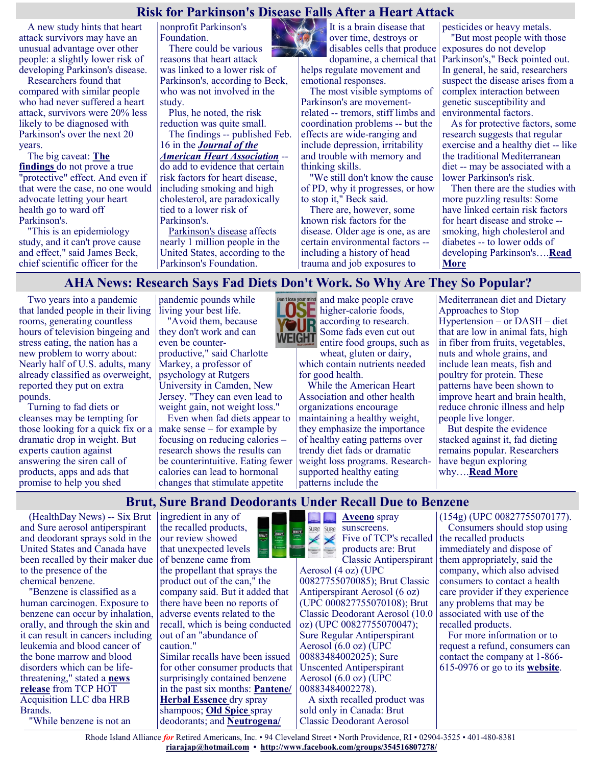## Risk for Parkinson's Disease Falls After a Heart Attack

A new study hints that heart attack survivors may have an unusual advantage over other people: a slightly lower risk of developing Parkinson's disease.

Researchers found that compared with similar people who had never suffered a heart attack, survivors were 20% less likely to be diagnosed with Parkinson's over the next 20 years.

The big caveat: **The findings** do not prove a true "protective" effect. And even if that were the case, no one would advocate letting your heart health go to ward off Parkinson's.

"This is an epidemiology study, and it can't prove cause and effect," said James Beck, chief scientific officer for the nonprofit Parkinson's Foundation.

There could be various reasons that heart attack was linked to a lower risk of Parkinson's, according to Beck, who was not involved in the study.

Plus, he noted, the risk reduction was quite small.

The findings -- published Feb. 16 in the ***Journal of the American Heart Association*** -- do add to evidence that certain risk factors for heart disease, including smoking and high cholesterol, are paradoxically tied to a lower risk of Parkinson's.

Parkinson's disease affects nearly 1 million people in the United States, according to the Parkinson's Foundation. It is a brain disease that over time, destroys or disables cells that produce dopamine, a chemical that helps regulate movement and emotional responses.

The most visible symptoms of Parkinson's are movement-related -- tremors, stiff limbs and coordination problems -- but the effects are wide-ranging and include depression, irritability and trouble with memory and thinking skills.

"We still don't know the cause of PD, why it progresses, or how to stop it," Beck said.

There are, however, some known risk factors for the disease. Older age is one, as are certain environmental factors -- including a history of head trauma and job exposures to pesticides or heavy metals.

"But most people with those exposures do not develop Parkinson's," Beck pointed out. In general, he said, researchers suspect the disease arises from a complex interaction between genetic susceptibility and environmental factors.

As for protective factors, some research suggests that regular exercise and a healthy diet -- like the traditional Mediterranean diet -- may be associated with a lower Parkinson's risk.

Then there are the studies with more puzzling results: Some have linked certain risk factors for heart disease and stroke -- smoking, high cholesterol and diabetes -- to lower odds of developing Parkinson's….**Read More**

## AHA News: Research Says Fad Diets Don't Work. So Why Are They So Popular?

Two years into a pandemic that landed people in their living rooms, generating countless hours of television bingeing and stress eating, the nation has a new problem to worry about: Nearly half of U.S. adults, many already classified as overweight, reported they put on extra pounds.

Turning to fad diets or cleanses may be tempting for those looking for a quick fix or a dramatic drop in weight. But experts caution against answering the siren call of products, apps and ads that promise to help you shed pandemic pounds while living your best life.

"Avoid them, because they don't work and can even be counter-productive," said Charlotte Markey, a professor of psychology at Rutgers University in Camden, New Jersey. "They can even lead to weight gain, not weight loss."

Even when fad diets appear to make sense – for example by focusing on reducing calories – research shows the results can be counterintuitive. Eating fewer calories can lead to hormonal changes that stimulate appetite and make people crave higher-calorie foods, according to research. Some fads even cut out entire food groups, such as wheat, gluten or dairy, which contain nutrients needed for good health.

While the American Heart Association and other health organizations encourage maintaining a healthy weight, they emphasize the importance of healthy eating patterns over trendy diet fads or dramatic weight loss programs. Research-supported healthy eating patterns include the Mediterranean diet and Dietary Approaches to Stop Hypertension – or DASH – diet that are low in animal fats, high in fiber from fruits, vegetables, nuts and whole grains, and include lean meats, fish and poultry for protein. These patterns have been shown to improve heart and brain health, reduce chronic illness and help people live longer.

But despite the evidence stacked against it, fad dieting remains popular. Researchers have begun exploring why….**Read More**

## Brut, Sure Brand Deodorants Under Recall Due to Benzene

(HealthDay News) -- Six Brut and Sure aerosol antiperspirant and deodorant sprays sold in the United States and Canada have been recalled by their maker due to the presence of the chemical benzene.

"Benzene is classified as a human carcinogen. Exposure to benzene can occur by inhalation, orally, and through the skin and it can result in cancers including leukemia and blood cancer of the bone marrow and blood disorders which can be life-threatening," stated a **news release** from TCP HOT Acquisition LLC dba HRB Brands.

"While benzene is not an ingredient in any of the recalled products, our review showed that unexpected levels of benzene came from the propellant that sprays the product out of the can," the company said. But it added that there have been no reports of adverse events related to the recall, which is being conducted out of an "abundance of caution."

Similar recalls have been issued for other consumer products that surprisingly contained benzene in the past six months: **Pantene/Herbal Essence** dry spray shampoos; **Old Spice** spray deodorants; and **Neutrogena/Aveeno** spray sunscreens.

Five of TCP's recalled products are: Brut Classic Antiperspirant Aerosol (4 oz) (UPC 00827755070085); Brut Classic Antiperspirant Aerosol (6 oz) (UPC 000827755070108); Brut Classic Deodorant Aerosol (10.0 oz) (UPC 00827755070047); Sure Regular Antiperspirant Aerosol (6.0 oz) (UPC 00883484002025); Sure Unscented Antiperspirant Aerosol (6.0 oz) (UPC 00883484002278).

A sixth recalled product was sold only in Canada: Brut Classic Deodorant Aerosol (154g) (UPC 00827755070177).

Consumers should stop using the recalled products immediately and dispose of them appropriately, said the company, which also advised consumers to contact a health care provider if they experience any problems that may be associated with use of the recalled products.

For more information or to request a refund, consumers can contact the company at 1-866-615-0976 or go to its **website**.

Rhode Island Alliance *for* Retired Americans, Inc. • 94 Cleveland Street • North Providence, RI • 02904-3525 • 401-480-8381
**riarajap@hotmail.com** • **http://www.facebook.com/groups/354516807278/**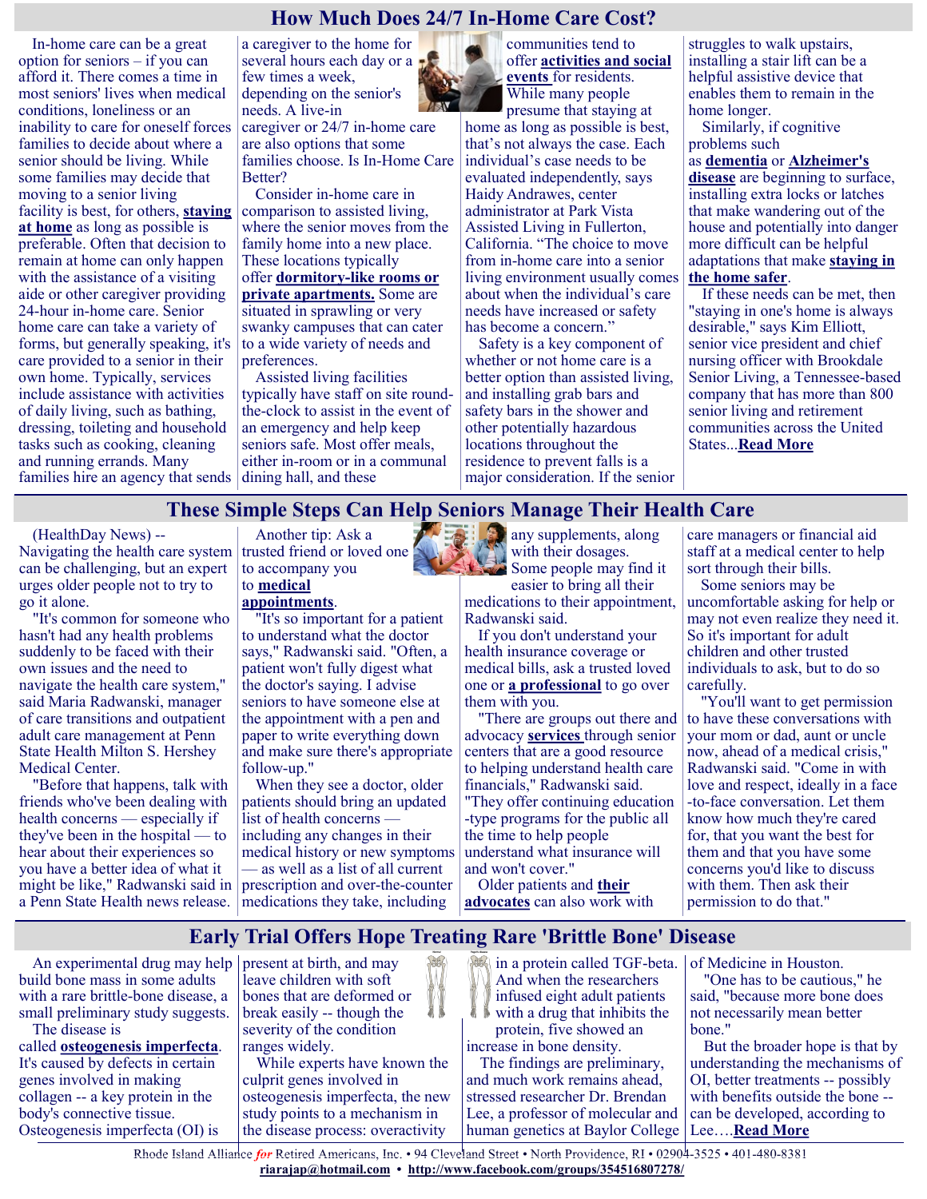## How Much Does 24/7 In-Home Care Cost?

In-home care can be a great option for seniors – if you can afford it. There comes a time in most seniors' lives when medical conditions, loneliness or an inability to care for oneself forces families to decide about where a senior should be living. While some families may decide that moving to a senior living facility is best, for others, **staying at home** as long as possible is preferable. Often that decision to remain at home can only happen with the assistance of a visiting aide or other caregiver providing 24-hour in-home care. Senior home care can take a variety of forms, but generally speaking, it's care provided to a senior in their own home. Typically, services include assistance with activities of daily living, such as bathing, dressing, toileting and household tasks such as cooking, cleaning and running errands. Many families hire an agency that sends a caregiver to the home for several hours each day or a few times a week, depending on the senior's needs. A live-in caregiver or 24/7 in-home care are also options that some families choose. Is In-Home Care Better?

Consider in-home care in comparison to assisted living, where the senior moves from the family home into a new place. These locations typically offer **dormitory-like rooms or private apartments.** Some are situated in sprawling or very swanky campuses that can cater to a wide variety of needs and preferences.

Assisted living facilities typically have staff on site round-the-clock to assist in the event of an emergency and help keep seniors safe. Most offer meals, either in-room or in a communal dining hall, and these communities tend to offer **activities and social events** for residents. While many people presume that staying at home as long as possible is best, that's not always the case. Each individual's case needs to be evaluated independently, says Haidy Andrawes, center administrator at Park Vista Assisted Living in Fullerton, California. "The choice to move from in-home care into a senior living environment usually comes about when the individual's care needs have increased or safety has become a concern."

Safety is a key component of whether or not home care is a better option than assisted living, and installing grab bars and safety bars in the shower and other potentially hazardous locations throughout the residence to prevent falls is a major consideration. If the senior struggles to walk upstairs, installing a stair lift can be a helpful assistive device that enables them to remain in the home longer.

Similarly, if cognitive problems such as **dementia** or **Alzheimer's disease** are beginning to surface, installing extra locks or latches that make wandering out of the house and potentially into danger more difficult can be helpful adaptations that make **staying in the home safer**.

If these needs can be met, then "staying in one's home is always desirable," says Kim Elliott, senior vice president and chief nursing officer with Brookdale Senior Living, a Tennessee-based company that has more than 800 senior living and retirement communities across the United States...**Read More**

## These Simple Steps Can Help Seniors Manage Their Health Care

(HealthDay News) -- Navigating the health care system can be challenging, but an expert urges older people not to try to go it alone.

"It's common for someone who hasn't had any health problems suddenly to be faced with their own issues and the need to navigate the health care system," said Maria Radwanski, manager of care transitions and outpatient adult care management at Penn State Health Milton S. Hershey Medical Center.

"Before that happens, talk with friends who've been dealing with health concerns — especially if they've been in the hospital — to hear about their experiences so you have a better idea of what it might be like," Radwanski said in a Penn State Health news release.

Another tip: Ask a trusted friend or loved one to accompany you to **medical appointments**.

"It's so important for a patient to understand what the doctor says," Radwanski said. "Often, a patient won't fully digest what the doctor's saying. I advise seniors to have someone else at the appointment with a pen and paper to write everything down and make sure there's appropriate follow-up."

When they see a doctor, older patients should bring an updated list of health concerns — including any changes in their medical history or new symptoms — as well as a list of all current prescription and over-the-counter medications they take, including any supplements, along with their dosages. Some people may find it easier to bring all their medications to their appointment, Radwanski said.

If you don't understand your health insurance coverage or medical bills, ask a trusted loved one or **a professional** to go over them with you.

"There are groups out there and advocacy **services** through senior centers that are a good resource to helping understand health care financials," Radwanski said. "They offer continuing education-type programs for the public all the time to help people understand what insurance will and won't cover."

Older patients and **their advocates** can also work with care managers or financial aid staff at a medical center to help sort through their bills.

Some seniors may be uncomfortable asking for help or may not even realize they need it. So it's important for adult children and other trusted individuals to ask, but to do so carefully.

"You'll want to get permission to have these conversations with your mom or dad, aunt or uncle now, ahead of a medical crisis," Radwanski said. "Come in with love and respect, ideally in a face-to-face conversation. Let them know how much they're cared for, that you want the best for them and that you have some concerns you'd like to discuss with them. Then ask their permission to do that."

## Early Trial Offers Hope Treating Rare 'Brittle Bone' Disease

An experimental drug may help build bone mass in some adults with a rare brittle-bone disease, a small preliminary study suggests.

The disease is called **osteogenesis imperfecta**. It's caused by defects in certain genes involved in making collagen -- a key protein in the body's connective tissue. Osteogenesis imperfecta (OI) is present at birth, and may leave children with soft bones that are deformed or break easily -- though the severity of the condition ranges widely.

While experts have known the culprit genes involved in osteogenesis imperfecta, the new study points to a mechanism in the disease process: overactivity in a protein called TGF-beta. And when the researchers infused eight adult patients with a drug that inhibits the protein, five showed an increase in bone density.

The findings are preliminary, and much work remains ahead, stressed researcher Dr. Brendan Lee, a professor of molecular and human genetics at Baylor College of Medicine in Houston.

"One has to be cautious," he said, "because more bone does not necessarily mean better bone."

But the broader hope is that by understanding the mechanisms of OI, better treatments -- possibly with benefits outside the bone -- can be developed, according to Lee….**Read More**

Rhode Island Alliance *for* Retired Americans, Inc. • 94 Cleveland Street • North Providence, RI • 02904-3525 • 401-480-8381
**riarajap@hotmail.com** • **http://www.facebook.com/groups/354516807278/**